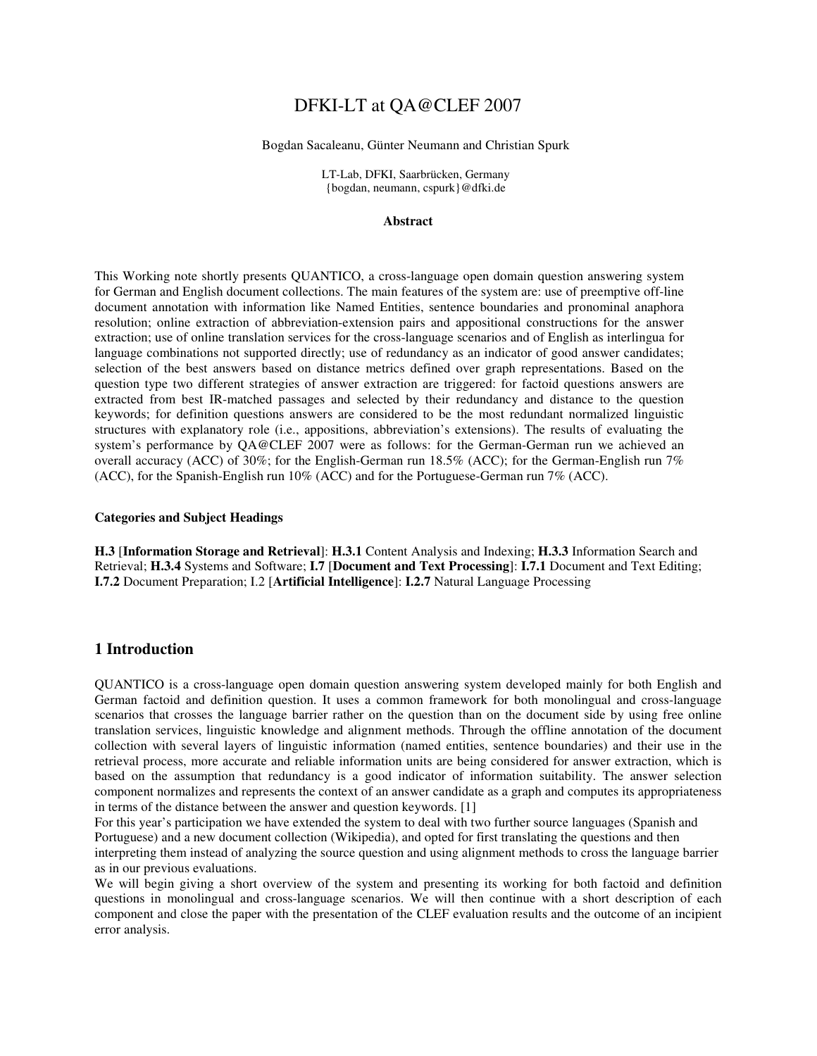# DFKI-LT at QA@CLEF 2007

Bogdan Sacaleanu, Günter Neumann and Christian Spurk

LT-Lab, DFKI, Saarbrücken, Germany
{bogdan, neumann, cspurk}@dfki.de

**Abstract**

This Working note shortly presents QUANTICO, a cross-language open domain question answering system for German and English document collections. The main features of the system are: use of preemptive off-line document annotation with information like Named Entities, sentence boundaries and pronominal anaphora resolution; online extraction of abbreviation-extension pairs and appositional constructions for the answer extraction; use of online translation services for the cross-language scenarios and of English as interlingua for language combinations not supported directly; use of redundancy as an indicator of good answer candidates; selection of the best answers based on distance metrics defined over graph representations. Based on the question type two different strategies of answer extraction are triggered: for factoid questions answers are extracted from best IR-matched passages and selected by their redundancy and distance to the question keywords; for definition questions answers are considered to be the most redundant normalized linguistic structures with explanatory role (i.e., appositions, abbreviation's extensions). The results of evaluating the system's performance by QA@CLEF 2007 were as follows: for the German-German run we achieved an overall accuracy (ACC) of 30%; for the English-German run 18.5% (ACC); for the German-English run 7% (ACC), for the Spanish-English run 10% (ACC) and for the Portuguese-German run 7% (ACC).

**Categories and Subject Headings**

**H.3** [**Information Storage and Retrieval**]: **H.3.1** Content Analysis and Indexing; **H.3.3** Information Search and Retrieval; **H.3.4** Systems and Software; **I.7** [**Document and Text Processing**]: **I.7.1** Document and Text Editing; **I.7.2** Document Preparation; I.2 [**Artificial Intelligence**]: **I.2.7** Natural Language Processing

## 1 Introduction

QUANTICO is a cross-language open domain question answering system developed mainly for both English and German factoid and definition question. It uses a common framework for both monolingual and cross-language scenarios that crosses the language barrier rather on the question than on the document side by using free online translation services, linguistic knowledge and alignment methods. Through the offline annotation of the document collection with several layers of linguistic information (named entities, sentence boundaries) and their use in the retrieval process, more accurate and reliable information units are being considered for answer extraction, which is based on the assumption that redundancy is a good indicator of information suitability. The answer selection component normalizes and represents the context of an answer candidate as a graph and computes its appropriateness in terms of the distance between the answer and question keywords. [1]

For this year's participation we have extended the system to deal with two further source languages (Spanish and Portuguese) and a new document collection (Wikipedia), and opted for first translating the questions and then interpreting them instead of analyzing the source question and using alignment methods to cross the language barrier as in our previous evaluations.

We will begin giving a short overview of the system and presenting its working for both factoid and definition questions in monolingual and cross-language scenarios. We will then continue with a short description of each component and close the paper with the presentation of the CLEF evaluation results and the outcome of an incipient error analysis.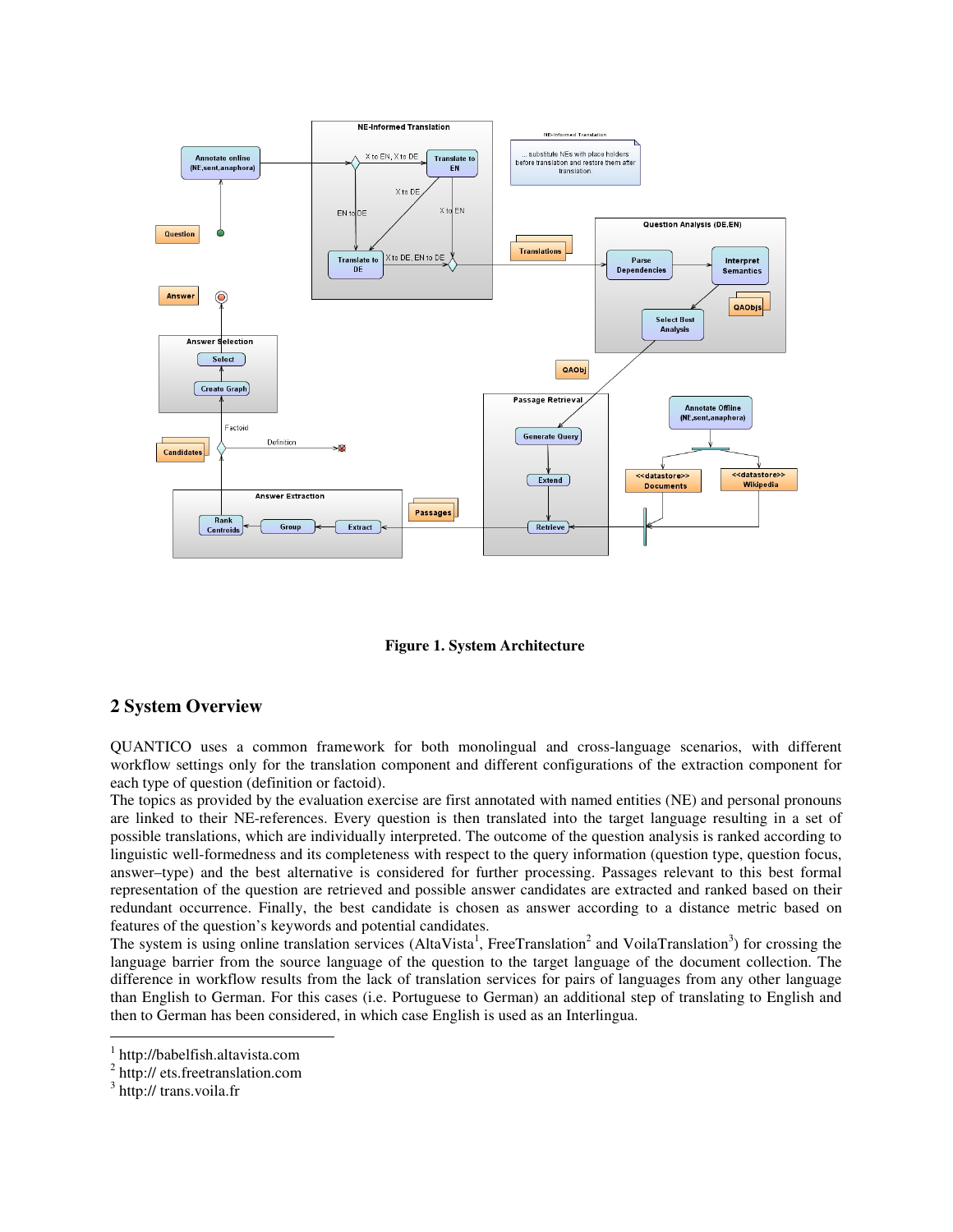**Figure 1. System Architecture**

## 2 System Overview

QUANTICO uses a common framework for both monolingual and cross-language scenarios, with different workflow settings only for the translation component and different configurations of the extraction component for each type of question (definition or factoid).

The topics as provided by the evaluation exercise are first annotated with named entities (NE) and personal pronouns are linked to their NE-references. Every question is then translated into the target language resulting in a set of possible translations, which are individually interpreted. The outcome of the question analysis is ranked according to linguistic well-formedness and its completeness with respect to the query information (question type, question focus, answer–type) and the best alternative is considered for further processing. Passages relevant to this best formal representation of the question are retrieved and possible answer candidates are extracted and ranked based on their redundant occurrence. Finally, the best candidate is chosen as answer according to a distance metric based on features of the question's keywords and potential candidates.

The system is using online translation services (AltaVista[1], FreeTranslation[2] and VoilaTranslation[3]) for crossing the language barrier from the source language of the question to the target language of the document collection. The difference in workflow results from the lack of translation services for pairs of languages from any other language than English to German. For this cases (i.e. Portuguese to German) an additional step of translating to English and then to German has been considered, in which case English is used as an Interlingua.

---

[1] http://babelfish.altavista.com

[2] http:// ets.freetranslation.com

[3] http:// trans.voila.fr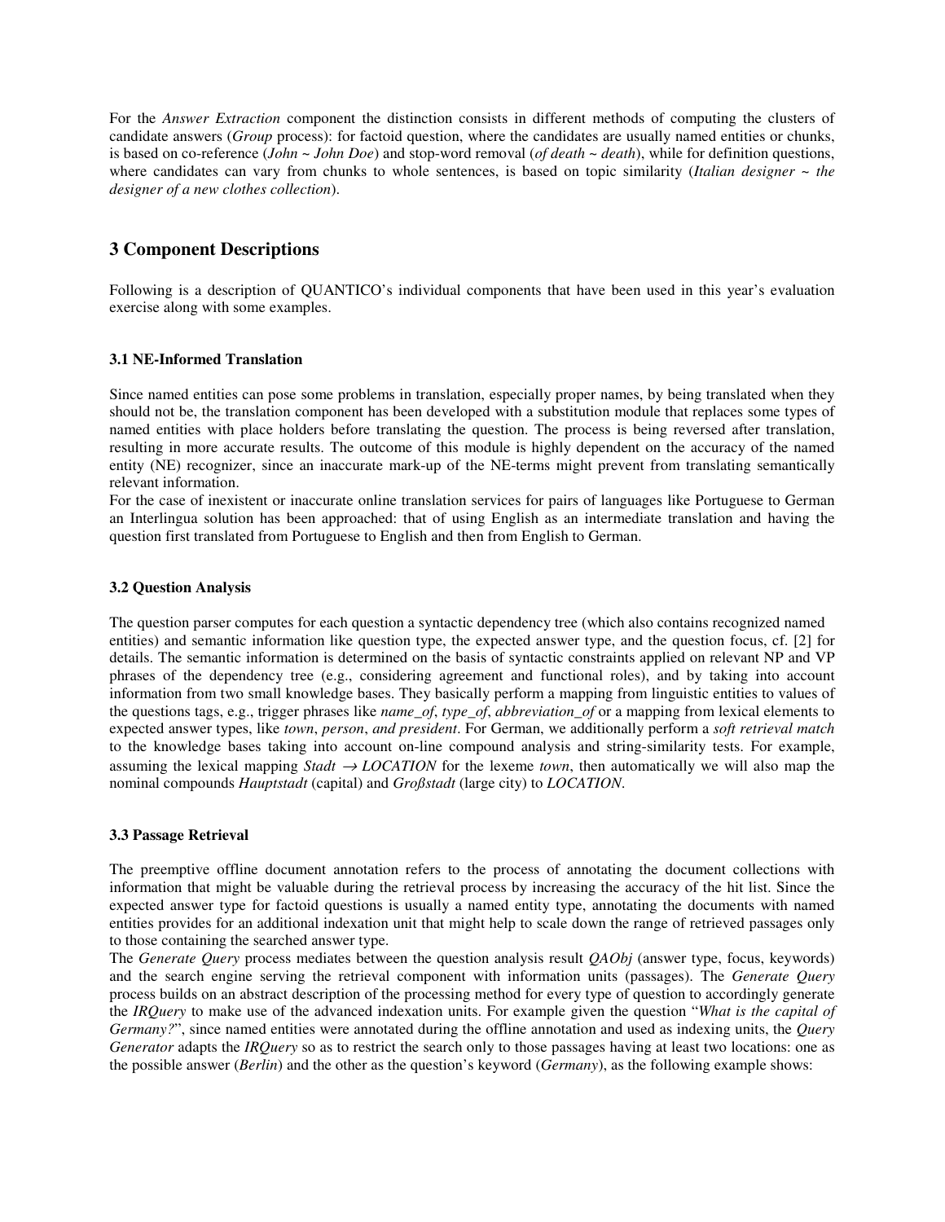For the *Answer Extraction* component the distinction consists in different methods of computing the clusters of candidate answers (*Group* process): for factoid question, where the candidates are usually named entities or chunks, is based on co-reference (*John ~ John Doe*) and stop-word removal (*of death ~ death*), while for definition questions, where candidates can vary from chunks to whole sentences, is based on topic similarity (*Italian designer ~ the designer of a new clothes collection*).

## 3 Component Descriptions

Following is a description of QUANTICO's individual components that have been used in this year's evaluation exercise along with some examples.

### 3.1 NE-Informed Translation

Since named entities can pose some problems in translation, especially proper names, by being translated when they should not be, the translation component has been developed with a substitution module that replaces some types of named entities with place holders before translating the question. The process is being reversed after translation, resulting in more accurate results. The outcome of this module is highly dependent on the accuracy of the named entity (NE) recognizer, since an inaccurate mark-up of the NE-terms might prevent from translating semantically relevant information.
For the case of inexistent or inaccurate online translation services for pairs of languages like Portuguese to German an Interlingua solution has been approached: that of using English as an intermediate translation and having the question first translated from Portuguese to English and then from English to German.

### 3.2 Question Analysis

The question parser computes for each question a syntactic dependency tree (which also contains recognized named entities) and semantic information like question type, the expected answer type, and the question focus, cf. [2] for details. The semantic information is determined on the basis of syntactic constraints applied on relevant NP and VP phrases of the dependency tree (e.g., considering agreement and functional roles), and by taking into account information from two small knowledge bases. They basically perform a mapping from linguistic entities to values of the questions tags, e.g., trigger phrases like *name_of*, *type_of*, *abbreviation_of* or a mapping from lexical elements to expected answer types, like *town*, *person*, *and president*. For German, we additionally perform a *soft retrieval match* to the knowledge bases taking into account on-line compound analysis and string-similarity tests. For example, assuming the lexical mapping *Stadt* $\rightarrow$ *LOCATION* for the lexeme *town*, then automatically we will also map the nominal compounds *Hauptstadt* (capital) and *Großstadt* (large city) to *LOCATION*.

### 3.3 Passage Retrieval

The preemptive offline document annotation refers to the process of annotating the document collections with information that might be valuable during the retrieval process by increasing the accuracy of the hit list. Since the expected answer type for factoid questions is usually a named entity type, annotating the documents with named entities provides for an additional indexation unit that might help to scale down the range of retrieved passages only to those containing the searched answer type.
The *Generate Query* process mediates between the question analysis result *QAObj* (answer type, focus, keywords) and the search engine serving the retrieval component with information units (passages). The *Generate Query* process builds on an abstract description of the processing method for every type of question to accordingly generate the *IRQuery* to make use of the advanced indexation units. For example given the question "*What is the capital of Germany?*", since named entities were annotated during the offline annotation and used as indexing units, the *Query Generator* adapts the *IRQuery* so as to restrict the search only to those passages having at least two locations: one as the possible answer (*Berlin*) and the other as the question's keyword (*Germany*), as the following example shows: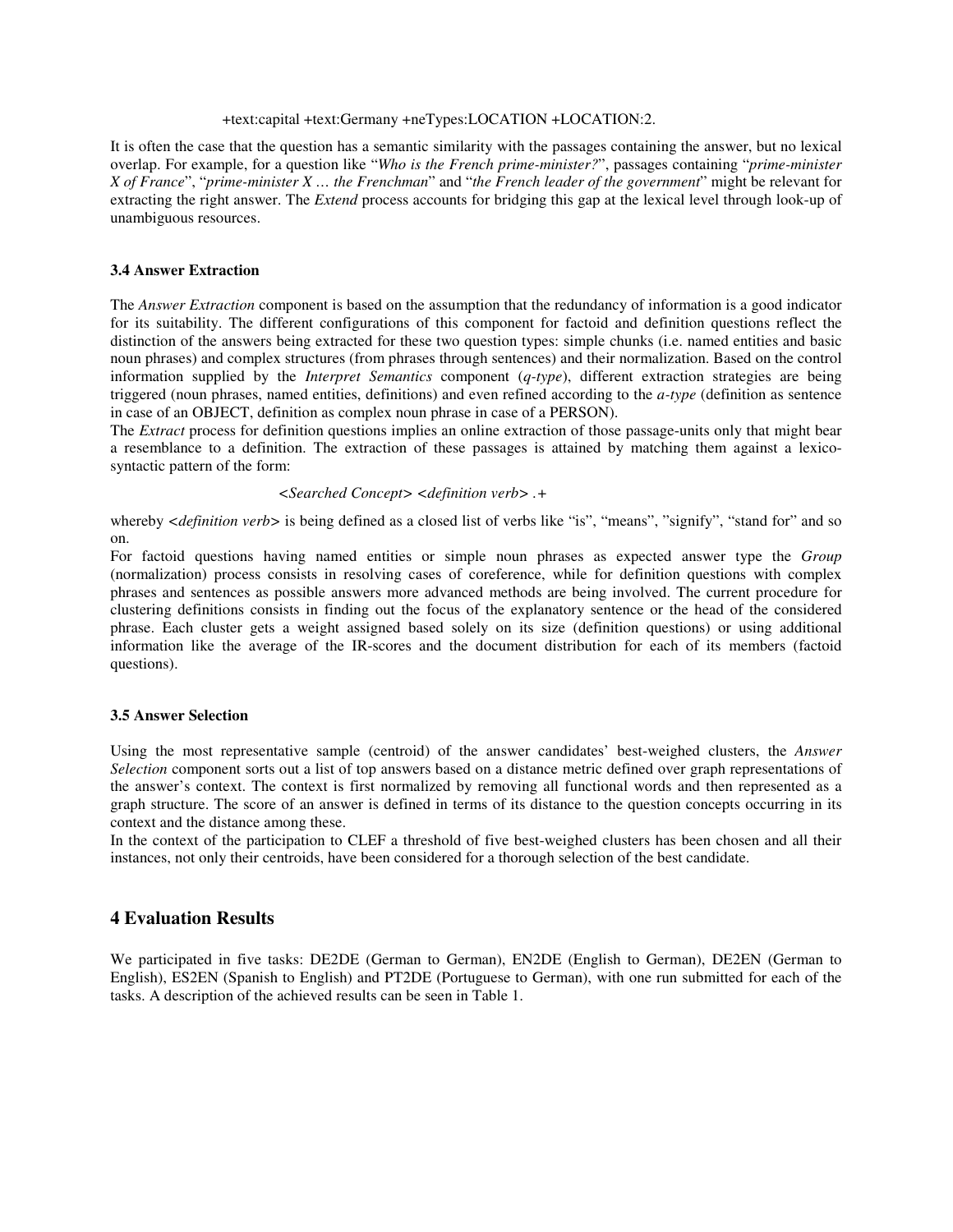+text:capital +text:Germany +neTypes:LOCATION +LOCATION:2.

It is often the case that the question has a semantic similarity with the passages containing the answer, but no lexical overlap. For example, for a question like "*Who is the French prime-minister?*", passages containing "*prime-minister X of France*", "*prime-minister X … the Frenchman*" and "*the French leader of the government*" might be relevant for extracting the right answer. The *Extend* process accounts for bridging this gap at the lexical level through look-up of unambiguous resources.

### 3.4 Answer Extraction

The *Answer Extraction* component is based on the assumption that the redundancy of information is a good indicator for its suitability. The different configurations of this component for factoid and definition questions reflect the distinction of the answers being extracted for these two question types: simple chunks (i.e. named entities and basic noun phrases) and complex structures (from phrases through sentences) and their normalization. Based on the control information supplied by the *Interpret Semantics* component (*q-type*), different extraction strategies are being triggered (noun phrases, named entities, definitions) and even refined according to the *a-type* (definition as sentence in case of an OBJECT, definition as complex noun phrase in case of a PERSON).

The *Extract* process for definition questions implies an online extraction of those passage-units only that might bear a resemblance to a definition. The extraction of these passages is attained by matching them against a lexico-syntactic pattern of the form:

<*Searched Concept*> <*definition verb*> .+

whereby <*definition verb*> is being defined as a closed list of verbs like "is", "means", "signify", "stand for" and so on.

For factoid questions having named entities or simple noun phrases as expected answer type the *Group* (normalization) process consists in resolving cases of coreference, while for definition questions with complex phrases and sentences as possible answers more advanced methods are being involved. The current procedure for clustering definitions consists in finding out the focus of the explanatory sentence or the head of the considered phrase. Each cluster gets a weight assigned based solely on its size (definition questions) or using additional information like the average of the IR-scores and the document distribution for each of its members (factoid questions).

### 3.5 Answer Selection

Using the most representative sample (centroid) of the answer candidates' best-weighed clusters, the *Answer Selection* component sorts out a list of top answers based on a distance metric defined over graph representations of the answer's context. The context is first normalized by removing all functional words and then represented as a graph structure. The score of an answer is defined in terms of its distance to the question concepts occurring in its context and the distance among these.

In the context of the participation to CLEF a threshold of five best-weighed clusters has been chosen and all their instances, not only their centroids, have been considered for a thorough selection of the best candidate.

## 4 Evaluation Results

We participated in five tasks: DE2DE (German to German), EN2DE (English to German), DE2EN (German to English), ES2EN (Spanish to English) and PT2DE (Portuguese to German), with one run submitted for each of the tasks. A description of the achieved results can be seen in Table 1.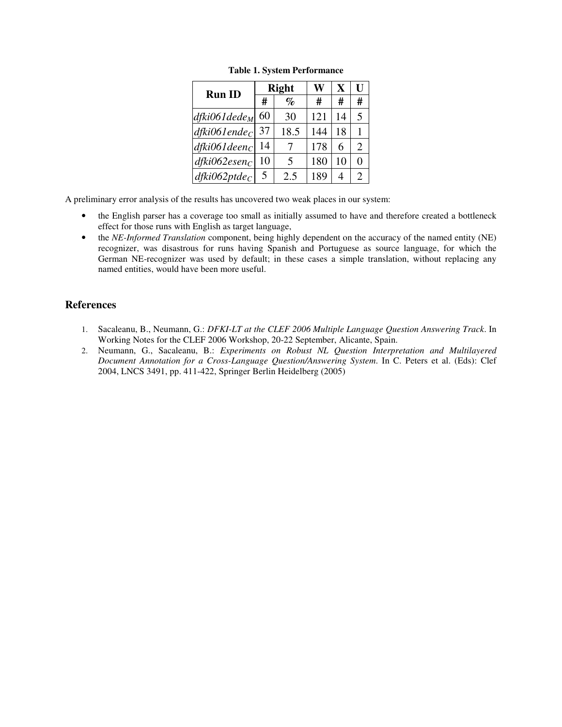**Table 1. System Performance**

| Run ID | Right | | W | X | U |
|---|---|---|---|---|---|
| | # | % | # | # | # |
| *dfki061dede*$_M$ | 60 | 30 | 121 | 14 | 5 |
| *dfki061ende*$_C$ | 37 | 18.5 | 144 | 18 | 1 |
| *dfki061deen*$_C$ | 14 | 7 | 178 | 6 | 2 |
| *dfki062esen*$_C$ | 10 | 5 | 180 | 10 | 0 |
| *dfki062ptde*$_C$ | 5 | 2.5 | 189 | 4 | 2 |

A preliminary error analysis of the results has uncovered two weak places in our system:

- the English parser has a coverage too small as initially assumed to have and therefore created a bottleneck effect for those runs with English as target language,
- the *NE-Informed Translation* component, being highly dependent on the accuracy of the named entity (NE) recognizer, was disastrous for runs having Spanish and Portuguese as source language, for which the German NE-recognizer was used by default; in these cases a simple translation, without replacing any named entities, would have been more useful.

## References

1. Sacaleanu, B., Neumann, G.: *DFKI-LT at the CLEF 2006 Multiple Language Question Answering Track*. In Working Notes for the CLEF 2006 Workshop, 20-22 September, Alicante, Spain.
2. Neumann, G., Sacaleanu, B.: *Experiments on Robust NL Question Interpretation and Multilayered Document Annotation for a Cross-Language Question/Answering System*. In C. Peters et al. (Eds): Clef 2004, LNCS 3491, pp. 411-422, Springer Berlin Heidelberg (2005)